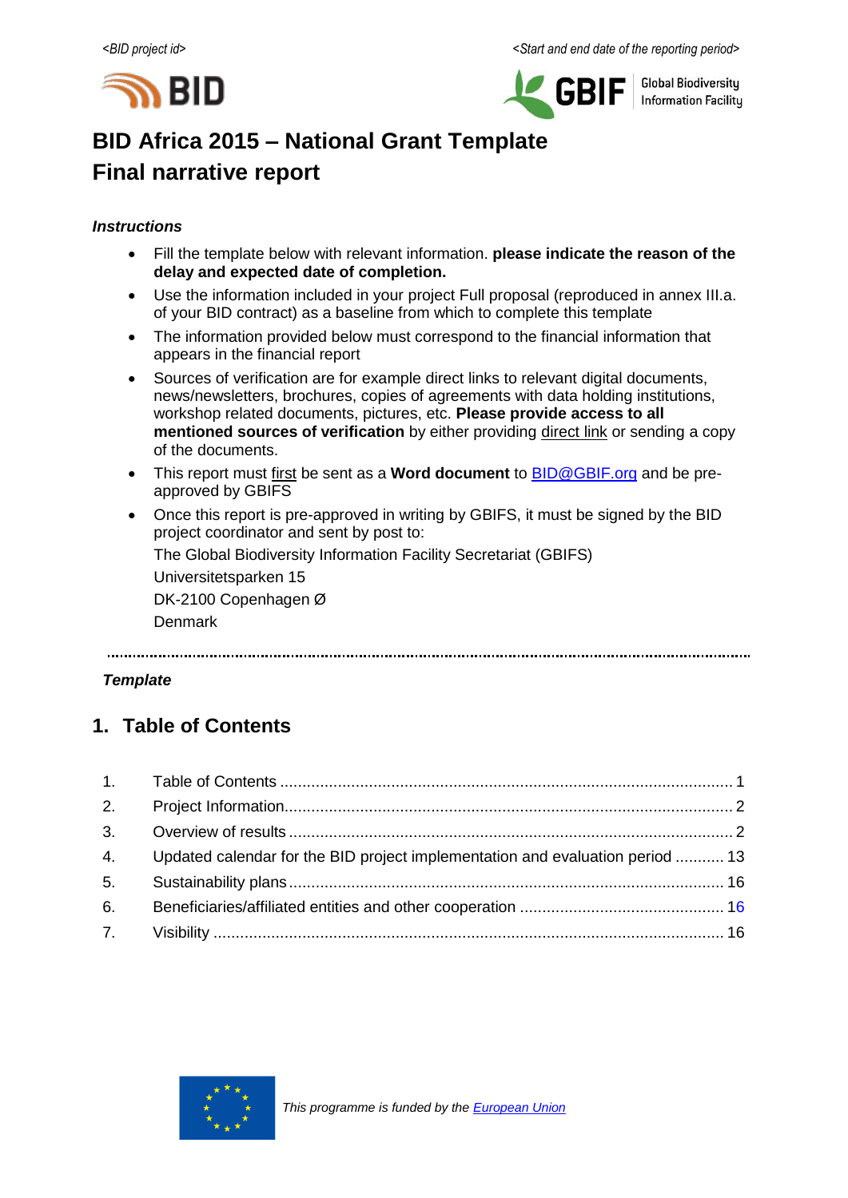*<BID project id>*

*<Start and end date of the reporting period>*

# BID Africa 2015 – National Grant Template
# Final narrative report

***Instructions***

- Fill the template below with relevant information. **please indicate the reason of the delay and expected date of completion.**
- Use the information included in your project Full proposal (reproduced in annex III.a. of your BID contract) as a baseline from which to complete this template
- The information provided below must correspond to the financial information that appears in the financial report
- Sources of verification are for example direct links to relevant digital documents, news/newsletters, brochures, copies of agreements with data holding institutions, workshop related documents, pictures, etc. **Please provide access to all mentioned sources of verification** by either providing direct link or sending a copy of the documents.
- This report must first be sent as a **Word document** to BID@GBIF.org and be pre-approved by GBIFS
- Once this report is pre-approved in writing by GBIFS, it must be signed by the BID project coordinator and sent by post to:

  The Global Biodiversity Information Facility Secretariat (GBIFS)

  Universitetsparken 15

  DK-2100 Copenhagen Ø

  Denmark

---

***Template***

## 1. Table of Contents

1. Table of Contents ..... 1
2. Project Information ..... 2
3. Overview of results ..... 2
4. Updated calendar for the BID project implementation and evaluation period ..... 13
5. Sustainability plans ..... 16
6. Beneficiaries/affiliated entities and other cooperation ..... 16
7. Visibility ..... 16

*This programme is funded by the European Union*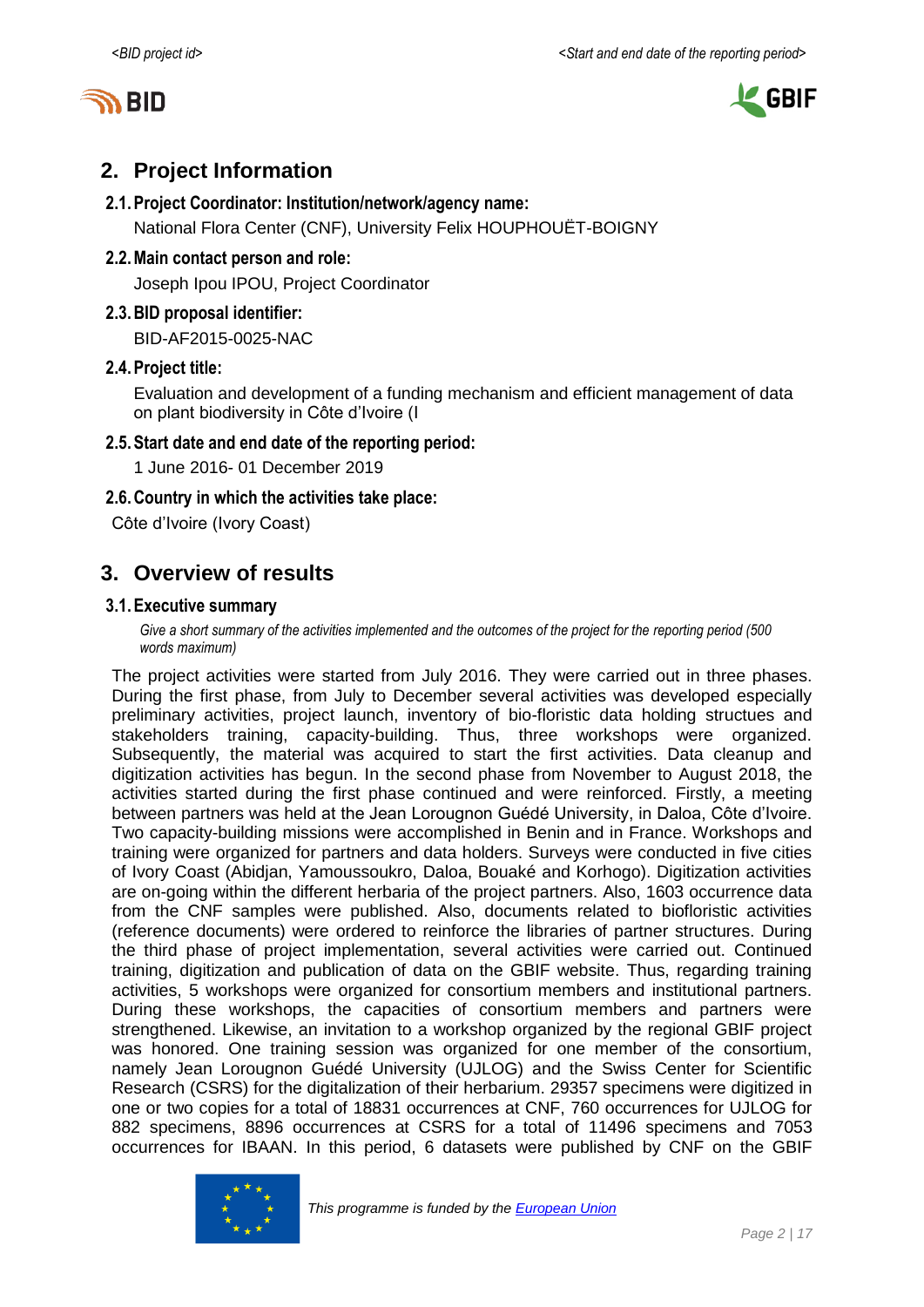## 2. Project Information

### 2.1. Project Coordinator: Institution/network/agency name:

National Flora Center (CNF), University Felix HOUPHOUËT-BOIGNY

### 2.2. Main contact person and role:

Joseph Ipou IPOU, Project Coordinator

### 2.3. BID proposal identifier:

BID-AF2015-0025-NAC

### 2.4. Project title:

Evaluation and development of a funding mechanism and efficient management of data on plant biodiversity in Côte d'Ivoire (I

### 2.5. Start date and end date of the reporting period:

1 June 2016- 01 December 2019

### 2.6. Country in which the activities take place:

Côte d'Ivoire (Ivory Coast)

## 3. Overview of results

### 3.1. Executive summary

*Give a short summary of the activities implemented and the outcomes of the project for the reporting period (500 words maximum)*

The project activities were started from July 2016. They were carried out in three phases. During the first phase, from July to December several activities was developed especially preliminary activities, project launch, inventory of bio-floristic data holding structues and stakeholders training, capacity-building. Thus, three workshops were organized. Subsequently, the material was acquired to start the first activities. Data cleanup and digitization activities has begun. In the second phase from November to August 2018, the activities started during the first phase continued and were reinforced. Firstly, a meeting between partners was held at the Jean Lorougnon Guédé University, in Daloa, Côte d'Ivoire. Two capacity-building missions were accomplished in Benin and in France. Workshops and training were organized for partners and data holders. Surveys were conducted in five cities of Ivory Coast (Abidjan, Yamoussoukro, Daloa, Bouaké and Korhogo). Digitization activities are on-going within the different herbaria of the project partners. Also, 1603 occurrence data from the CNF samples were published. Also, documents related to biofloristic activities (reference documents) were ordered to reinforce the libraries of partner structures. During the third phase of project implementation, several activities were carried out. Continued training, digitization and publication of data on the GBIF website. Thus, regarding training activities, 5 workshops were organized for consortium members and institutional partners. During these workshops, the capacities of consortium members and partners were strengthened. Likewise, an invitation to a workshop organized by the regional GBIF project was honored. One training session was organized for one member of the consortium, namely Jean Lorougnon Guédé University (UJLOG) and the Swiss Center for Scientific Research (CSRS) for the digitalization of their herbarium. 29357 specimens were digitized in one or two copies for a total of 18831 occurrences at CNF, 760 occurrences for UJLOG for 882 specimens, 8896 occurrences at CSRS for a total of 11496 specimens and 7053 occurrences for IBAAN. In this period, 6 datasets were published by CNF on the GBIF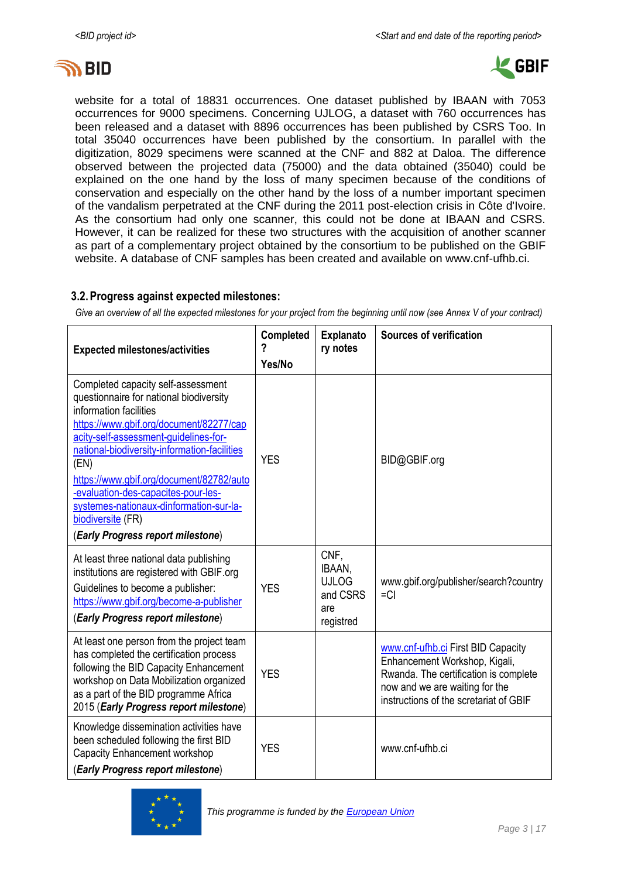website for a total of 18831 occurrences. One dataset published by IBAAN with 7053 occurrences for 9000 specimens. Concerning UJLOG, a dataset with 760 occurrences has been released and a dataset with 8896 occurrences has been published by CSRS Too. In total 35040 occurrences have been published by the consortium. In parallel with the digitization, 8029 specimens were scanned at the CNF and 882 at Daloa. The difference observed between the projected data (75000) and the data obtained (35040) could be explained on the one hand by the loss of many specimen because of the conditions of conservation and especially on the other hand by the loss of a number important specimen of the vandalism perpetrated at the CNF during the 2011 post-election crisis in Côte d'Ivoire. As the consortium had only one scanner, this could not be done at IBAAN and CSRS. However, it can be realized for these two structures with the acquisition of another scanner as part of a complementary project obtained by the consortium to be published on the GBIF website. A database of CNF samples has been created and available on www.cnf-ufhb.ci.

### 3.2. Progress against expected milestones:

*Give an overview of all the expected milestones for your project from the beginning until now (see Annex V of your contract)*

| Expected milestones/activities | Completed? Yes/No | Explanatory notes | Sources of verification |
|---|---|---|---|
| Completed capacity self-assessment questionnaire for national biodiversity information facilities https://www.gbif.org/document/82277/capacity-self-assessment-guidelines-for-national-biodiversity-information-facilities (EN) https://www.gbif.org/document/82782/auto-evaluation-des-capacites-pour-les-systemes-nationaux-dinformation-sur-la-biodiversite (FR) (***Early Progress report milestone***) | YES | | BID@GBIF.org |
| At least three national data publishing institutions are registered with GBIF.org Guidelines to become a publisher: https://www.gbif.org/become-a-publisher (***Early Progress report milestone***) | YES | CNF, IBAAN, UJLOG and CSRS are registred | www.gbif.org/publisher/search?country=CI |
| At least one person from the project team has completed the certification process following the BID Capacity Enhancement workshop on Data Mobilization organized as a part of the BID programme Africa 2015 (***Early Progress report milestone***) | YES | | www.cnf-ufhb.ci First BID Capacity Enhancement Workshop, Kigali, Rwanda. The certification is complete now and we are waiting for the instructions of the scretariat of GBIF |
| Knowledge dissemination activities have been scheduled following the first BID Capacity Enhancement workshop (***Early Progress report milestone***) | YES | | www.cnf-ufhb.ci |

*This programme is funded by the European Union*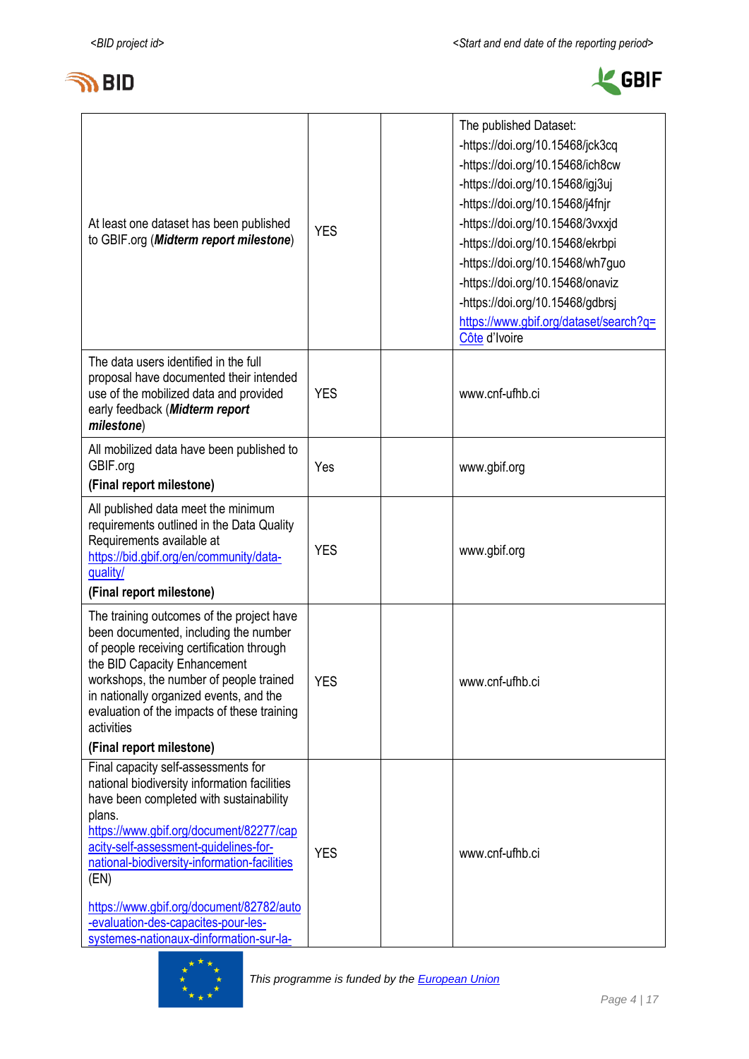| | | | |
|---|---|---|---|
| At least one dataset has been published to GBIF.org (***Midterm report milestone***) | YES | | The published Dataset:<br>-https://doi.org/10.15468/jck3cq<br>-https://doi.org/10.15468/ich8cw<br>-https://doi.org/10.15468/igj3uj<br>-https://doi.org/10.15468/j4fnjr<br>-https://doi.org/10.15468/3vxxjd<br>-https://doi.org/10.15468/ekrbpi<br>-https://doi.org/10.15468/wh7guo<br>-https://doi.org/10.15468/onaviz<br>-https://doi.org/10.15468/gdbrsj<br>https://www.gbif.org/dataset/search?q=Côte d'Ivoire |
| The data users identified in the full proposal have documented their intended use of the mobilized data and provided early feedback (***Midterm report milestone***) | YES | | www.cnf-ufhb.ci |
| All mobilized data have been published to GBIF.org<br>**(Final report milestone)** | Yes | | www.gbif.org |
| All published data meet the minimum requirements outlined in the Data Quality Requirements available at https://bid.gbif.org/en/community/data-quality/<br>**(Final report milestone)** | YES | | www.gbif.org |
| The training outcomes of the project have been documented, including the number of people receiving certification through the BID Capacity Enhancement workshops, the number of people trained in nationally organized events, and the evaluation of the impacts of these training activities<br>**(Final report milestone)** | YES | | www.cnf-ufhb.ci |
| Final capacity self-assessments for national biodiversity information facilities have been completed with sustainability plans.<br>https://www.gbif.org/document/82277/capacity-self-assessment-guidelines-for-national-biodiversity-information-facilities (EN)<br><br>https://www.gbif.org/document/82782/auto-evaluation-des-capacites-pour-les-systemes-nationaux-dinformation-sur-la- | YES | | www.cnf-ufhb.ci |

This programme is funded by the European Union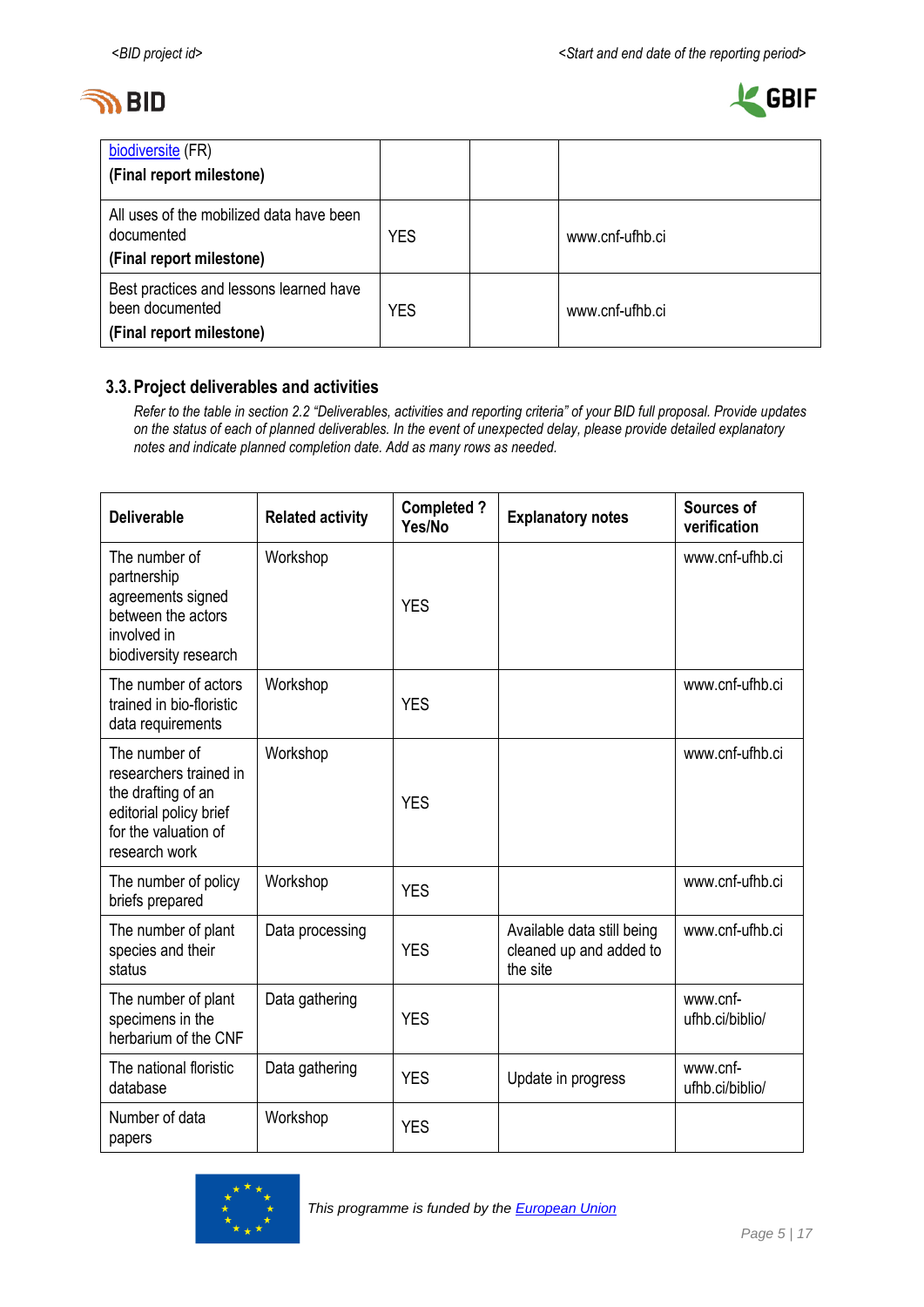| | | | |
|---|---|---|---|
| biodiversite (FR)<br>**(Final report milestone)** | | | |
| All uses of the mobilized data have been documented<br>**(Final report milestone)** | YES | | www.cnf-ufhb.ci |
| Best practices and lessons learned have been documented<br>**(Final report milestone)** | YES | | www.cnf-ufhb.ci |

### 3.3. Project deliverables and activities

*Refer to the table in section 2.2 "Deliverables, activities and reporting criteria" of your BID full proposal. Provide updates on the status of each of planned deliverables. In the event of unexpected delay, please provide detailed explanatory notes and indicate planned completion date. Add as many rows as needed.*

| **Deliverable** | **Related activity** | **Completed ? Yes/No** | **Explanatory notes** | **Sources of verification** |
|---|---|---|---|---|
| The number of partnership agreements signed between the actors involved in biodiversity research | Workshop | YES | | www.cnf-ufhb.ci |
| The number of actors trained in bio-floristic data requirements | Workshop | YES | | www.cnf-ufhb.ci |
| The number of researchers trained in the drafting of an editorial policy brief for the valuation of research work | Workshop | YES | | www.cnf-ufhb.ci |
| The number of policy briefs prepared | Workshop | YES | | www.cnf-ufhb.ci |
| The number of plant species and their status | Data processing | YES | Available data still being cleaned up and added to the site | www.cnf-ufhb.ci |
| The number of plant specimens in the herbarium of the CNF | Data gathering | YES | | www.cnf-ufhb.ci/biblio/ |
| The national floristic database | Data gathering | YES | Update in progress | www.cnf-ufhb.ci/biblio/ |
| Number of data papers | Workshop | YES | | |

This programme is funded by the European Union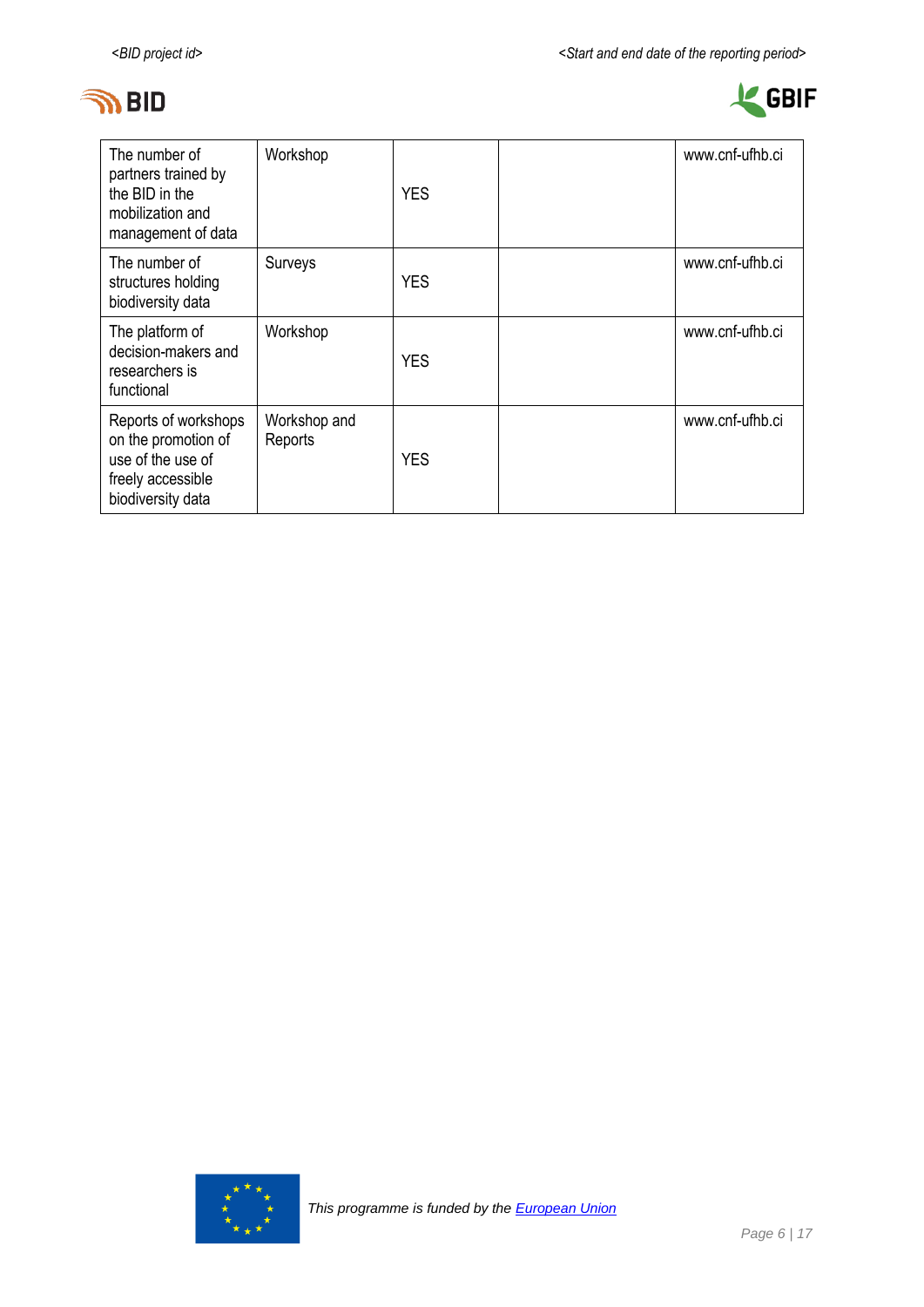| | | | | |
|---|---|---|---|---|
| The number of partners trained by the BID in the mobilization and management of data | Workshop | YES | | www.cnf-ufhb.ci |
| The number of structures holding biodiversity data | Surveys | YES | | www.cnf-ufhb.ci |
| The platform of decision-makers and researchers is functional | Workshop | YES | | www.cnf-ufhb.ci |
| Reports of workshops on the promotion of use of the use of freely accessible biodiversity data | Workshop and Reports | YES | | www.cnf-ufhb.ci |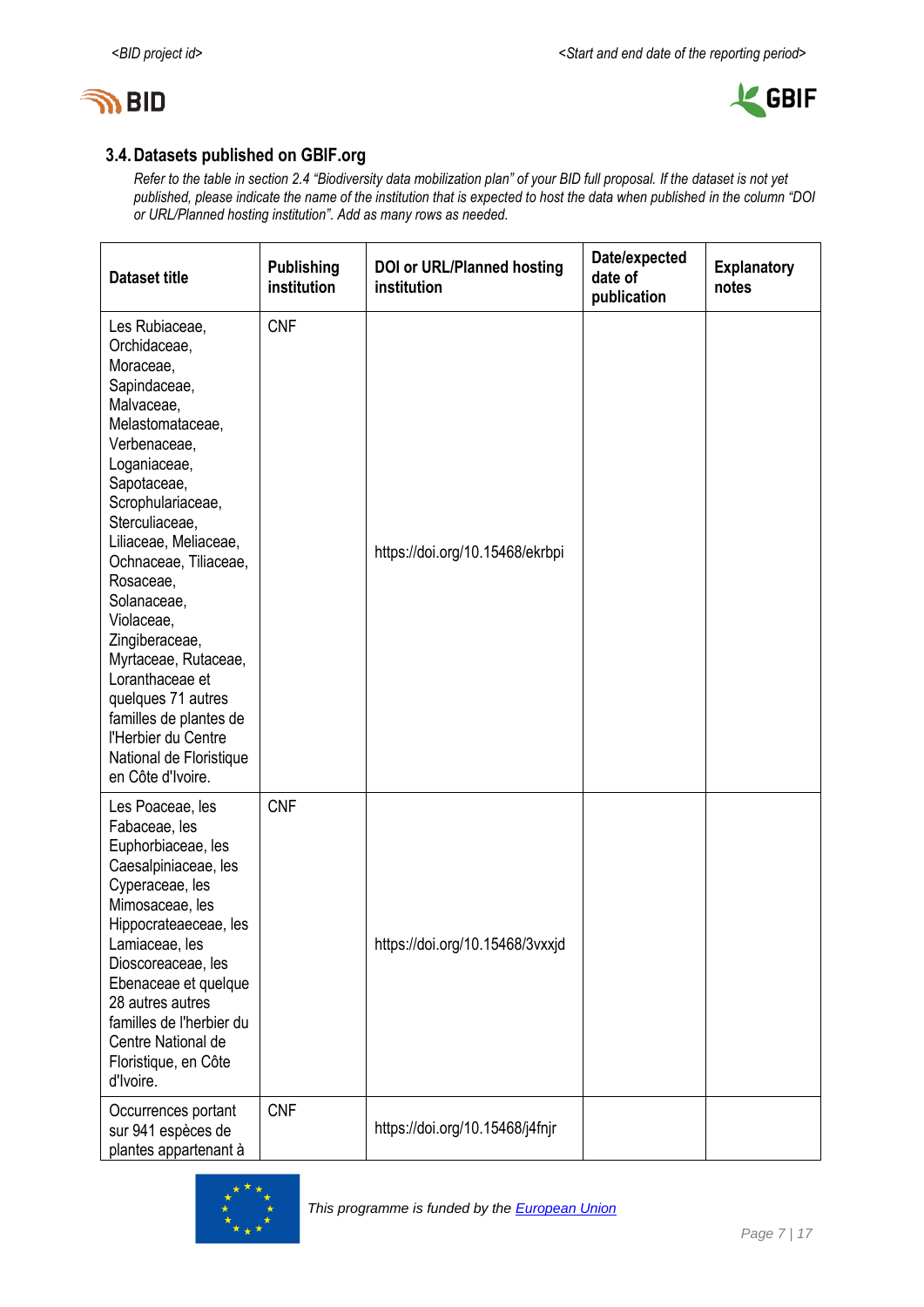### 3.4. Datasets published on GBIF.org

*Refer to the table in section 2.4 "Biodiversity data mobilization plan" of your BID full proposal. If the dataset is not yet published, please indicate the name of the institution that is expected to host the data when published in the column "DOI or URL/Planned hosting institution". Add as many rows as needed.*

| Dataset title | Publishing institution | DOI or URL/Planned hosting institution | Date/expected date of publication | Explanatory notes |
|---|---|---|---|---|
| Les Rubiaceae, Orchidaceae, Moraceae, Sapindaceae, Malvaceae, Melastomataceae, Verbenaceae, Loganiaceae, Sapotaceae, Scrophulariaceae, Sterculiaceae, Liliaceae, Meliaceae, Ochnaceae, Tiliaceae, Rosaceae, Solanaceae, Violaceae, Zingiberaceae, Myrtaceae, Rutaceae, Loranthaceae et quelques 71 autres familles de plantes de l'Herbier du Centre National de Floristique en Côte d'Ivoire. | CNF | https://doi.org/10.15468/ekrbpi | | |
| Les Poaceae, les Fabaceae, les Euphorbiaceae, les Caesalpiniaceae, les Cyperaceae, les Mimosaceae, les Hippocrateaeceae, les Lamiaceae, les Dioscoreaceae, les Ebenaceae et quelque 28 autres autres familles de l'herbier du Centre National de Floristique, en Côte d'Ivoire. | CNF | https://doi.org/10.15468/3vxxjd | | |
| Occurrences portant sur 941 espèces de plantes appartenant à | CNF | https://doi.org/10.15468/j4fnjr | | |

This programme is funded by the European Union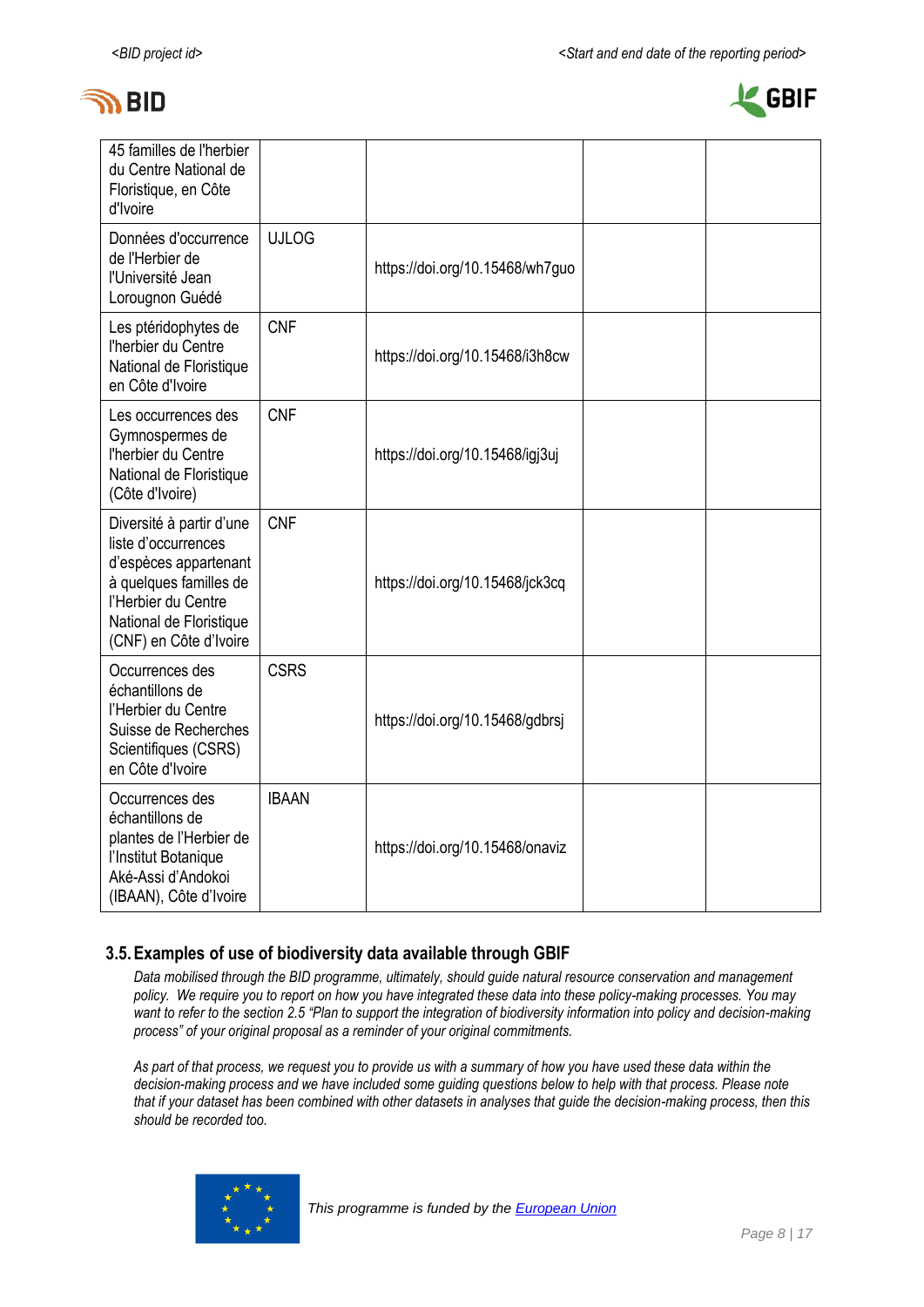| | | | | |
|---|---|---|---|---|
| 45 familles de l'herbier du Centre National de Floristique, en Côte d'Ivoire | | | | |
| Données d'occurrence de l'Herbier de l'Université Jean Lorougnon Guédé | UJLOG | https://doi.org/10.15468/wh7guo | | |
| Les ptéridophytes de l'herbier du Centre National de Floristique en Côte d'Ivoire | CNF | https://doi.org/10.15468/i3h8cw | | |
| Les occurrences des Gymnospermes de l'herbier du Centre National de Floristique (Côte d'Ivoire) | CNF | https://doi.org/10.15468/igj3uj | | |
| Diversité à partir d'une liste d'occurrences d'espèces appartenant à quelques familles de l'Herbier du Centre National de Floristique (CNF) en Côte d'Ivoire | CNF | https://doi.org/10.15468/jck3cq | | |
| Occurrences des échantillons de l'Herbier du Centre Suisse de Recherches Scientifiques (CSRS) en Côte d'Ivoire | CSRS | https://doi.org/10.15468/gdbrsj | | |
| Occurrences des échantillons de plantes de l'Herbier de l'Institut Botanique Aké-Assi d'Andokoi (IBAAN), Côte d'Ivoire | IBAAN | https://doi.org/10.15468/onaviz | | |

## 3.5. Examples of use of biodiversity data available through GBIF

*Data mobilised through the BID programme, ultimately, should guide natural resource conservation and management policy. We require you to report on how you have integrated these data into these policy-making processes. You may want to refer to the section 2.5 "Plan to support the integration of biodiversity information into policy and decision-making process" of your original proposal as a reminder of your original commitments.*

*As part of that process, we request you to provide us with a summary of how you have used these data within the decision-making process and we have included some guiding questions below to help with that process. Please note that if your dataset has been combined with other datasets in analyses that guide the decision-making process, then this should be recorded too.*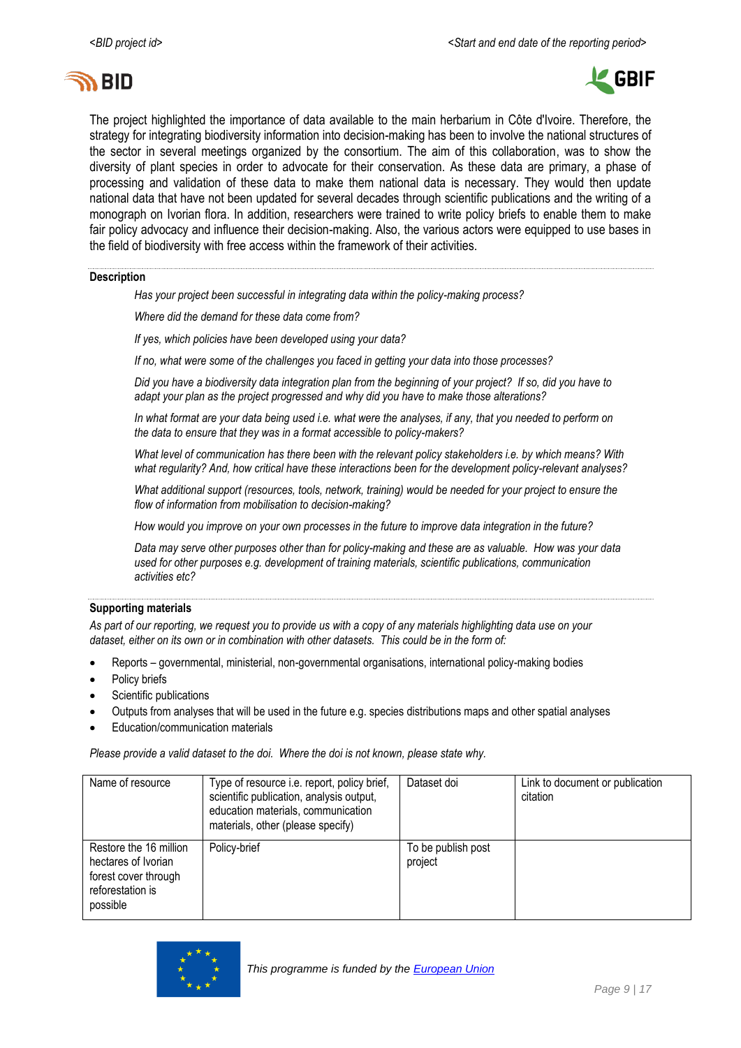The project highlighted the importance of data available to the main herbarium in Côte d'Ivoire. Therefore, the strategy for integrating biodiversity information into decision-making has been to involve the national structures of the sector in several meetings organized by the consortium. The aim of this collaboration, was to show the diversity of plant species in order to advocate for their conservation. As these data are primary, a phase of processing and validation of these data to make them national data is necessary. They would then update national data that have not been updated for several decades through scientific publications and the writing of a monograph on Ivorian flora. In addition, researchers were trained to write policy briefs to enable them to make fair policy advocacy and influence their decision-making. Also, the various actors were equipped to use bases in the field of biodiversity with free access within the framework of their activities.

**Description**

*Has your project been successful in integrating data within the policy-making process?*

*Where did the demand for these data come from?*

*If yes, which policies have been developed using your data?*

*If no, what were some of the challenges you faced in getting your data into those processes?*

*Did you have a biodiversity data integration plan from the beginning of your project? If so, did you have to adapt your plan as the project progressed and why did you have to make those alterations?*

*In what format are your data being used i.e. what were the analyses, if any, that you needed to perform on the data to ensure that they was in a format accessible to policy-makers?*

*What level of communication has there been with the relevant policy stakeholders i.e. by which means? With what regularity? And, how critical have these interactions been for the development policy-relevant analyses?*

*What additional support (resources, tools, network, training) would be needed for your project to ensure the flow of information from mobilisation to decision-making?*

*How would you improve on your own processes in the future to improve data integration in the future?*

*Data may serve other purposes other than for policy-making and these are as valuable. How was your data used for other purposes e.g. development of training materials, scientific publications, communication activities etc?*

**Supporting materials**

*As part of our reporting, we request you to provide us with a copy of any materials highlighting data use on your dataset, either on its own or in combination with other datasets. This could be in the form of:*

- Reports – governmental, ministerial, non-governmental organisations, international policy-making bodies
- Policy briefs
- Scientific publications
- Outputs from analyses that will be used in the future e.g. species distributions maps and other spatial analyses
- Education/communication materials

*Please provide a valid dataset to the doi. Where the doi is not known, please state why.*

| Name of resource | Type of resource i.e. report, policy brief, scientific publication, analysis output, education materials, communication materials, other (please specify) | Dataset doi | Link to document or publication citation |
|---|---|---|---|
| Restore the 16 million hectares of Ivorian forest cover through reforestation is possible | Policy-brief | To be publish post project | |

*This programme is funded by the European Union*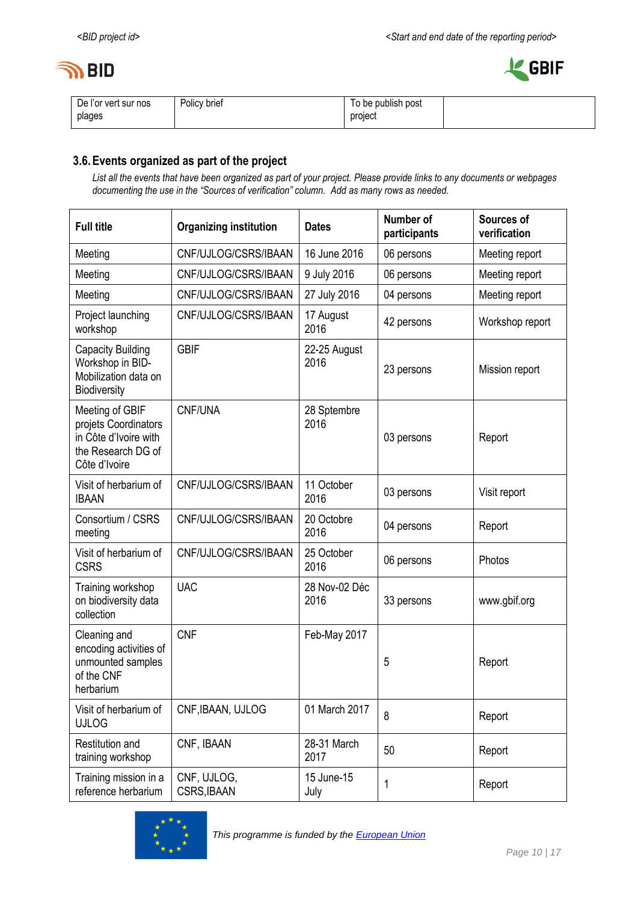| | | | |
|---|---|---|---|
| De l'or vert sur nos plages | Policy brief | To be publish post project | |

### 3.6. Events organized as part of the project

*List all the events that have been organized as part of your project. Please provide links to any documents or webpages documenting the use in the "Sources of verification" column. Add as many rows as needed.*

| Full title | Organizing institution | Dates | Number of participants | Sources of verification |
|---|---|---|---|---|
| Meeting | CNF/UJLOG/CSRS/IBAAN | 16 June 2016 | 06 persons | Meeting report |
| Meeting | CNF/UJLOG/CSRS/IBAAN | 9 July 2016 | 06 persons | Meeting report |
| Meeting | CNF/UJLOG/CSRS/IBAAN | 27 July 2016 | 04 persons | Meeting report |
| Project launching workshop | CNF/UJLOG/CSRS/IBAAN | 17 August 2016 | 42 persons | Workshop report |
| Capacity Building Workshop in BID-Mobilization data on Biodiversity | GBIF | 22-25 August 2016 | 23 persons | Mission report |
| Meeting of GBIF projets Coordinators in Côte d'Ivoire with the Research DG of Côte d'Ivoire | CNF/UNA | 28 Sptembre 2016 | 03 persons | Report |
| Visit of herbarium of IBAAN | CNF/UJLOG/CSRS/IBAAN | 11 October 2016 | 03 persons | Visit report |
| Consortium / CSRS meeting | CNF/UJLOG/CSRS/IBAAN | 20 Octobre 2016 | 04 persons | Report |
| Visit of herbarium of CSRS | CNF/UJLOG/CSRS/IBAAN | 25 October 2016 | 06 persons | Photos |
| Training workshop on biodiversity data collection | UAC | 28 Nov-02 Déc 2016 | 33 persons | www.gbif.org |
| Cleaning and encoding activities of unmounted samples of the CNF herbarium | CNF | Feb-May 2017 | 5 | Report |
| Visit of herbarium of UJLOG | CNF,IBAAN, UJLOG | 01 March 2017 | 8 | Report |
| Restitution and training workshop | CNF, IBAAN | 28-31 March 2017 | 50 | Report |
| Training mission in a reference herbarium | CNF, UJLOG, CSRS,IBAAN | 15 June-15 July | 1 | Report |

*This programme is funded by the [European Union](#)*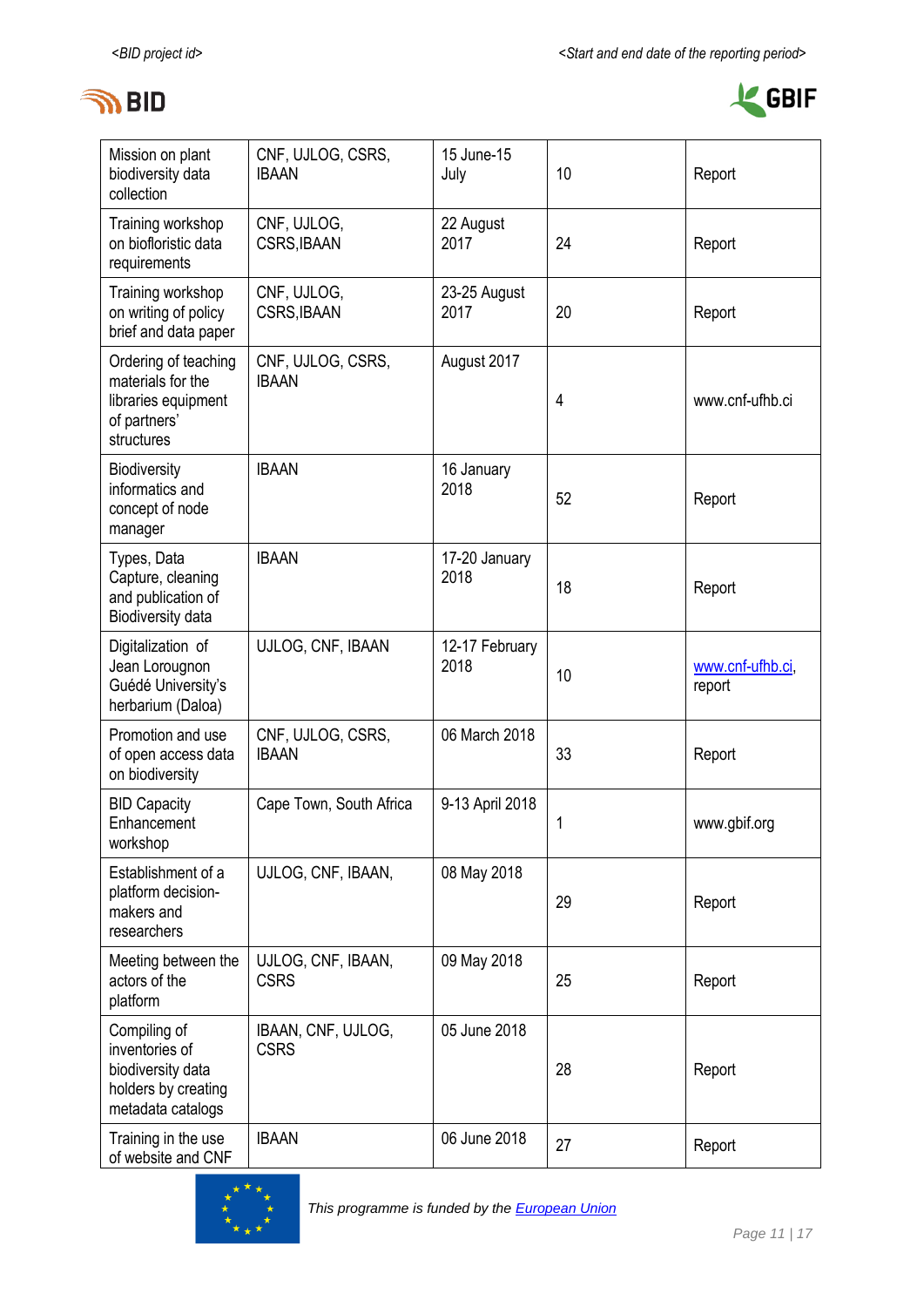| | | | | |
|---|---|---|---|---|
| Mission on plant biodiversity data collection | CNF, UJLOG, CSRS, IBAAN | 15 June-15 July | 10 | Report |
| Training workshop on biofloristic data requirements | CNF, UJLOG, CSRS,IBAAN | 22 August 2017 | 24 | Report |
| Training workshop on writing of policy brief and data paper | CNF, UJLOG, CSRS,IBAAN | 23-25 August 2017 | 20 | Report |
| Ordering of teaching materials for the libraries equipment of partners' structures | CNF, UJLOG, CSRS, IBAAN | August 2017 | 4 | www.cnf-ufhb.ci |
| Biodiversity informatics and concept of node manager | IBAAN | 16 January 2018 | 52 | Report |
| Types, Data Capture, cleaning and publication of Biodiversity data | IBAAN | 17-20 January 2018 | 18 | Report |
| Digitalization of Jean Lorougnon Guédé University's herbarium (Daloa) | UJLOG, CNF, IBAAN | 12-17 February 2018 | 10 | www.cnf-ufhb.ci, report |
| Promotion and use of open access data on biodiversity | CNF, UJLOG, CSRS, IBAAN | 06 March 2018 | 33 | Report |
| BID Capacity Enhancement workshop | Cape Town, South Africa | 9-13 April 2018 | 1 | www.gbif.org |
| Establishment of a platform decision-makers and researchers | UJLOG, CNF, IBAAN, | 08 May 2018 | 29 | Report |
| Meeting between the actors of the platform | UJLOG, CNF, IBAAN, CSRS | 09 May 2018 | 25 | Report |
| Compiling of inventories of biodiversity data holders by creating metadata catalogs | IBAAN, CNF, UJLOG, CSRS | 05 June 2018 | 28 | Report |
| Training in the use of website and CNF | IBAAN | 06 June 2018 | 27 | Report |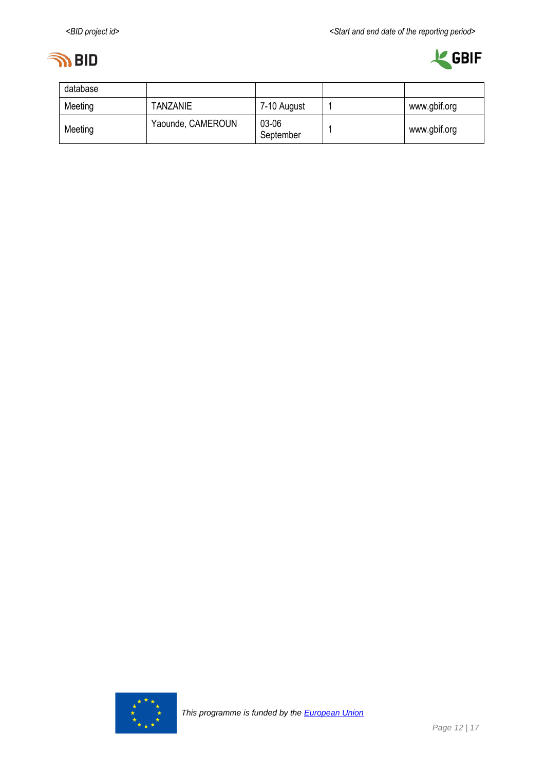| | | | | |
|---|---|---|---|---|
| database | | | | |
| Meeting | TANZANIE | 7-10 August | 1 | www.gbif.org |
| Meeting | Yaounde, CAMEROUN | 03-06 September | 1 | www.gbif.org |

*This programme is funded by the [European Union]*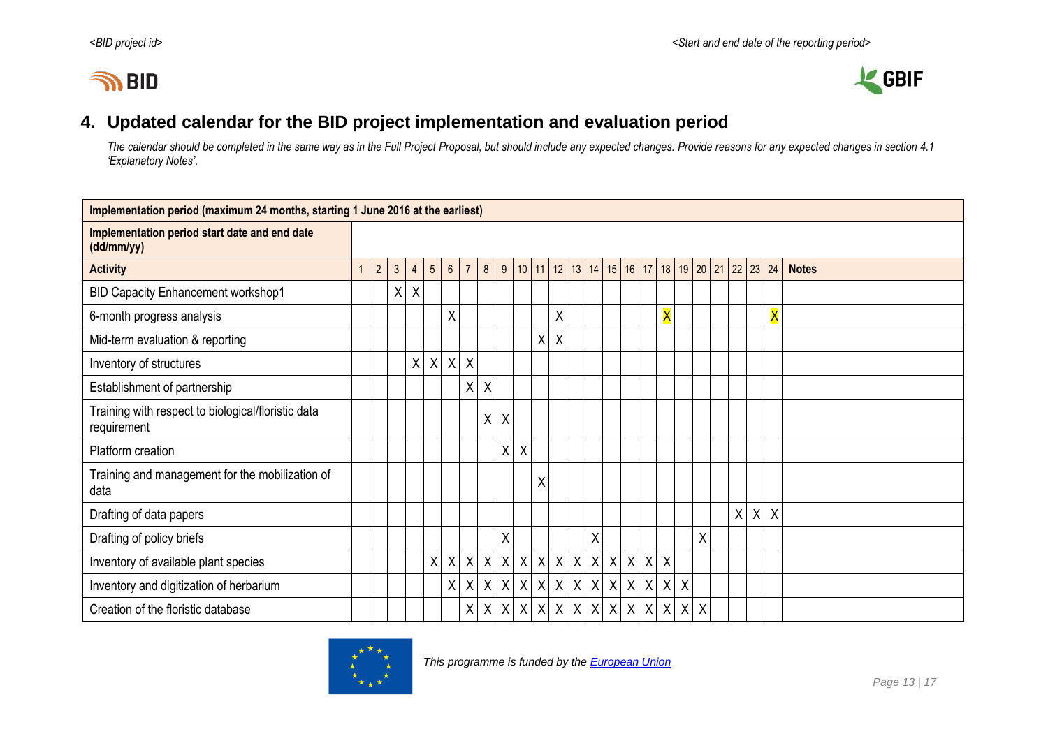## 4. Updated calendar for the BID project implementation and evaluation period

*The calendar should be completed in the same way as in the Full Project Proposal, but should include any expected changes. Provide reasons for any expected changes in section 4.1 'Explanatory Notes'.*

| **Implementation period (maximum 24 months, starting 1 June 2016 at the earliest)** | | | | | | | | | | | | | | | | | | | | | | | | | |
|---|---|---|---|---|---|---|---|---|---|---|---|---|---|---|---|---|---|---|---|---|---|---|---|---|---|
| **Implementation period start date and end date (dd/mm/yy)** | | | | | | | | | | | | | | | | | | | | | | | | | |
| **Activity** | 1 | 2 | 3 | 4 | 5 | 6 | 7 | 8 | 9 | 10 | 11 | 12 | 13 | 14 | 15 | 16 | 17 | 18 | 19 | 20 | 21 | 22 | 23 | 24 | **Notes** |
| BID Capacity Enhancement workshop1 | | | X | X | | | | | | | | | | | | | | | | | | | | | |
| 6-month progress analysis | | | | | | X | | | | | | X | | | | | | X | | | | | | X | |
| Mid-term evaluation & reporting | | | | | | | | | | | X | X | | | | | | | | | | | | | |
| Inventory of structures | | | | X | X | X | X | | | | | | | | | | | | | | | | | | |
| Establishment of partnership | | | | | | | X | X | | | | | | | | | | | | | | | | | |
| Training with respect to biological/floristic data requirement | | | | | | | | X | X | | | | | | | | | | | | | | | | |
| Platform creation | | | | | | | | | X | X | | | | | | | | | | | | | | | |
| Training and management for the mobilization of data | | | | | | | | | | | X | | | | | | | | | | | | | | |
| Drafting of data papers | | | | | | | | | | | | | | | | | | | | | | X | X | X | |
| Drafting of policy briefs | | | | | | | | | X | | | | | X | | | | | | X | | | | | |
| Inventory of available plant species | | | | | X | X | X | X | X | X | X | X | X | X | X | X | X | X | | | | | | | |
| Inventory and digitization of herbarium | | | | | | X | X | X | X | X | X | X | X | X | X | X | X | X | X | | | | | | |
| Creation of the floristic database | | | | | | | X | X | X | X | X | X | X | X | X | X | X | X | X | X | | | | | |

This programme is funded by the European Union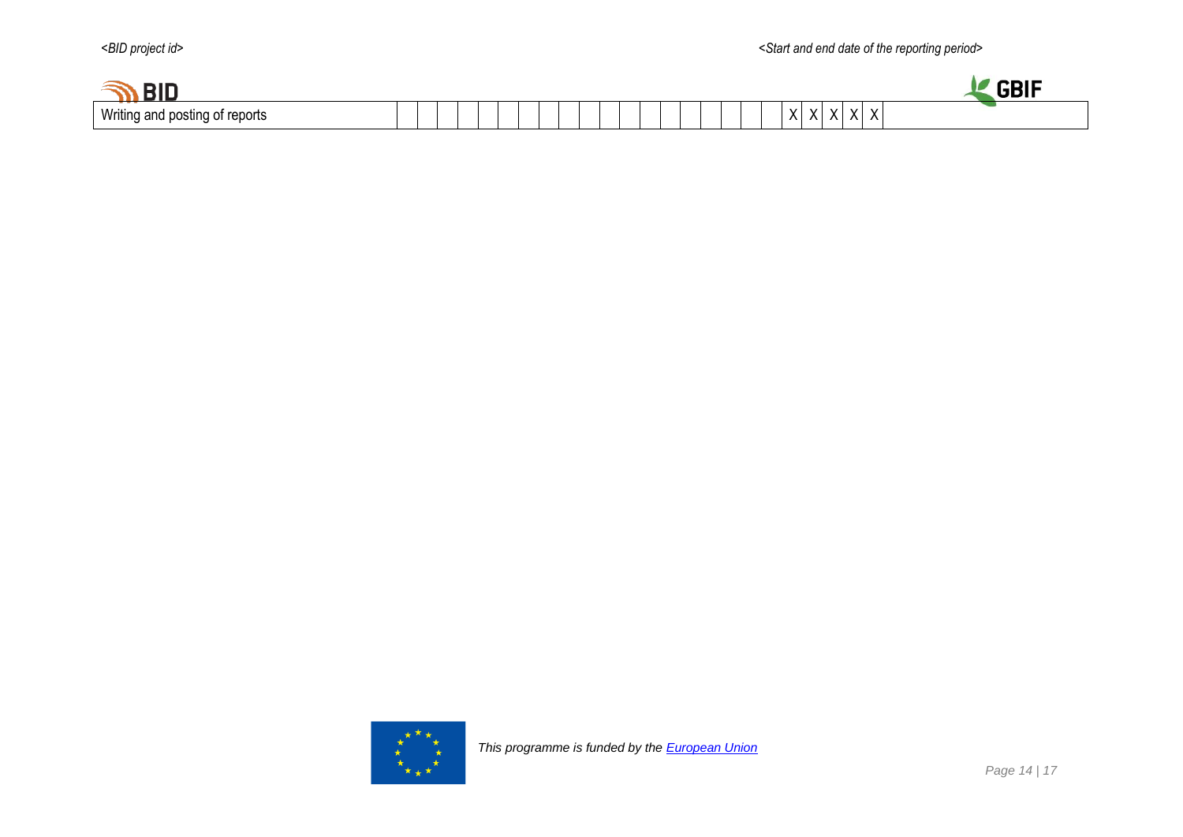| | | | | | | | | | | | | | | | | | | | | | | | | | |
|---|---|---|---|---|---|---|---|---|---|---|---|---|---|---|---|---|---|---|---|---|---|---|---|---|---|
| Writing and posting of reports | | | | | | | | | | | | | | | | | | | | X | X | X | X | X | |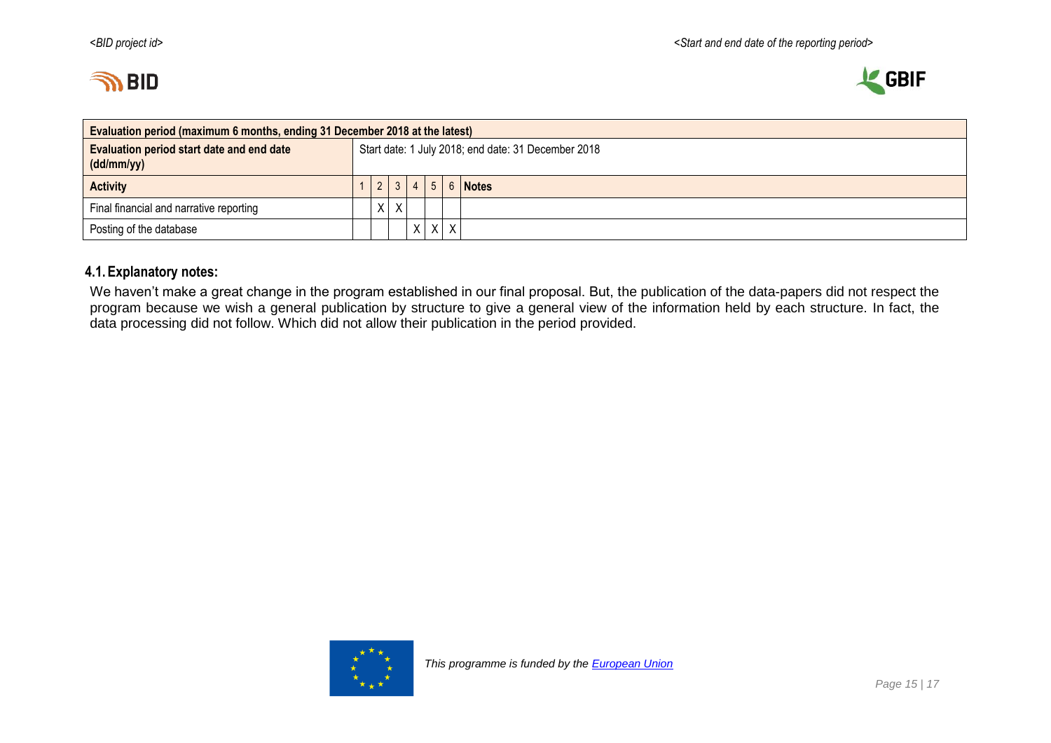| Evaluation period (maximum 6 months, ending 31 December 2018 at the latest) | | | | | | | |
|---|---|---|---|---|---|---|---|
| **Evaluation period start date and end date (dd/mm/yy)** | Start date: 1 July 2018; end date: 31 December 2018 | | | | | | |
| **Activity** | 1 | 2 | 3 | 4 | 5 | 6 | **Notes** |
| Final financial and narrative reporting | | X | X | | | | |
| Posting of the database | | | | X | X | X | |

### 4.1. Explanatory notes:

We haven't make a great change in the program established in our final proposal. But, the publication of the data-papers did not respect the program because we wish a general publication by structure to give a general view of the information held by each structure. In fact, the data processing did not follow. Which did not allow their publication in the period provided.

*This programme is funded by the European Union*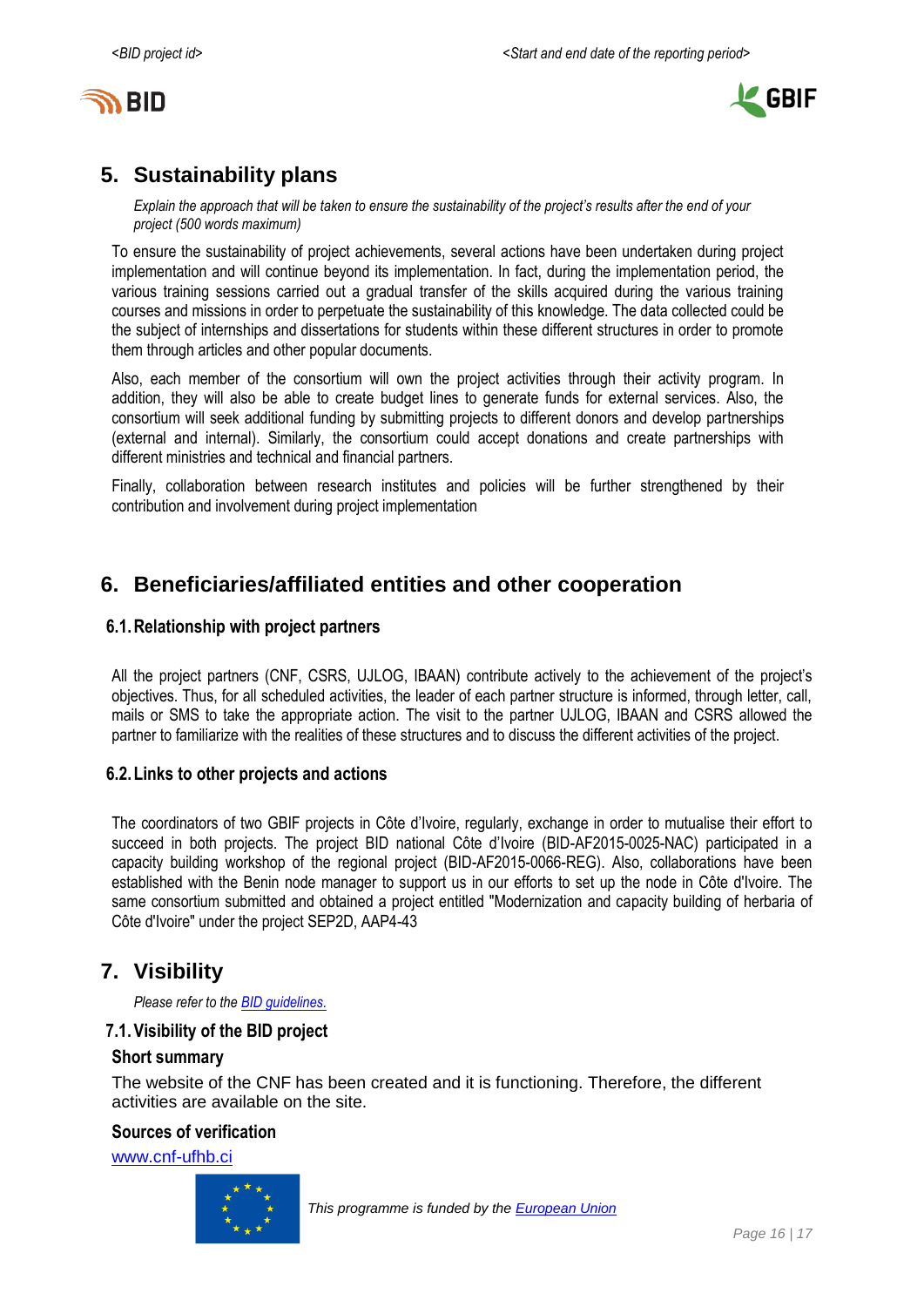## 5. Sustainability plans

*Explain the approach that will be taken to ensure the sustainability of the project's results after the end of your project (500 words maximum)*

To ensure the sustainability of project achievements, several actions have been undertaken during project implementation and will continue beyond its implementation. In fact, during the implementation period, the various training sessions carried out a gradual transfer of the skills acquired during the various training courses and missions in order to perpetuate the sustainability of this knowledge. The data collected could be the subject of internships and dissertations for students within these different structures in order to promote them through articles and other popular documents.

Also, each member of the consortium will own the project activities through their activity program. In addition, they will also be able to create budget lines to generate funds for external services. Also, the consortium will seek additional funding by submitting projects to different donors and develop partnerships (external and internal). Similarly, the consortium could accept donations and create partnerships with different ministries and technical and financial partners.

Finally, collaboration between research institutes and policies will be further strengthened by their contribution and involvement during project implementation

## 6. Beneficiaries/affiliated entities and other cooperation

### 6.1. Relationship with project partners

All the project partners (CNF, CSRS, UJLOG, IBAAN) contribute actively to the achievement of the project's objectives. Thus, for all scheduled activities, the leader of each partner structure is informed, through letter, call, mails or SMS to take the appropriate action. The visit to the partner UJLOG, IBAAN and CSRS allowed the partner to familiarize with the realities of these structures and to discuss the different activities of the project.

### 6.2. Links to other projects and actions

The coordinators of two GBIF projects in Côte d'Ivoire, regularly, exchange in order to mutualise their effort to succeed in both projects. The project BID national Côte d'Ivoire (BID-AF2015-0025-NAC) participated in a capacity building workshop of the regional project (BID-AF2015-0066-REG). Also, collaborations have been established with the Benin node manager to support us in our efforts to set up the node in Côte d'Ivoire. The same consortium submitted and obtained a project entitled "Modernization and capacity building of herbaria of Côte d'Ivoire" under the project SEP2D, AAP4-43

## 7. Visibility

*Please refer to the [BID guidelines.]*

### 7.1. Visibility of the BID project

**Short summary**

The website of the CNF has been created and it is functioning. Therefore, the different activities are available on the site.

**Sources of verification**

www.cnf-ufhb.ci

*This programme is funded by the European Union*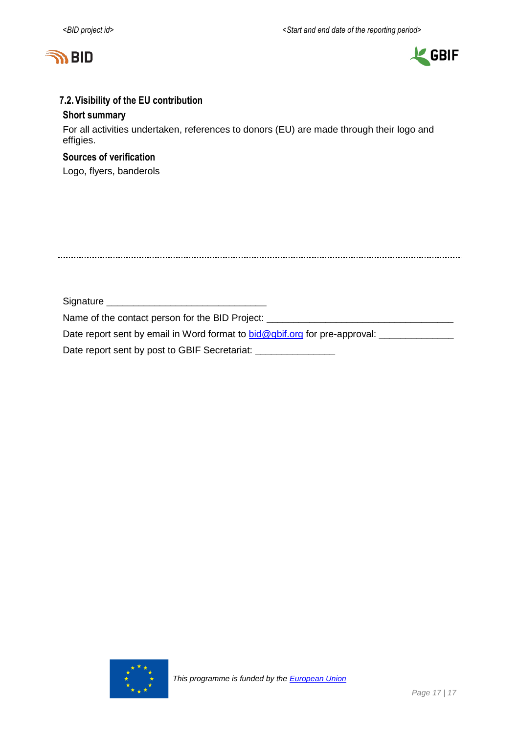### 7.2. Visibility of the EU contribution

**Short summary**

For all activities undertaken, references to donors (EU) are made through their logo and effigies.

**Sources of verification**

Logo, flyers, banderols

---

Signature ______________________________

Name of the contact person for the BID Project: ___________________________________

Date report sent by email in Word format to [bid@gbif.org](mailto:bid@gbif.org) for pre-approval: ______________

Date report sent by post to GBIF Secretariat: _______________

*This programme is funded by the [European Union](#)*